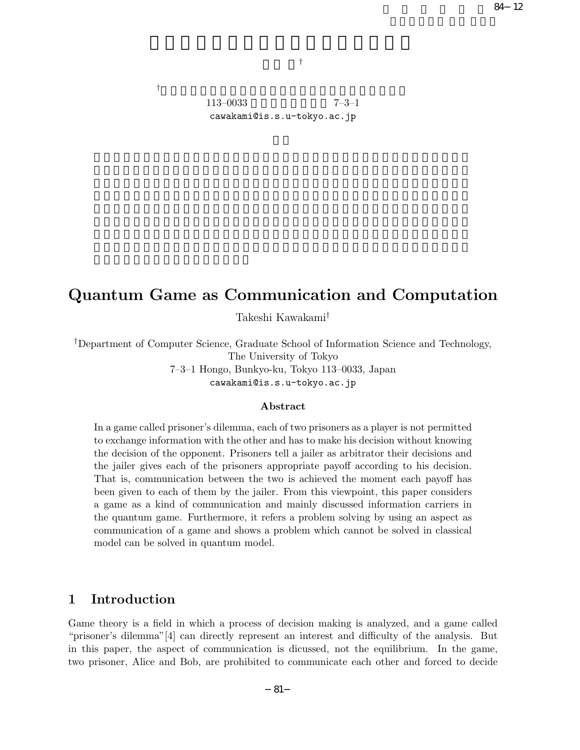# Quantum Game as Communication and Computation

Takeshi Kawakami[†]

[†]Department of Computer Science, Graduate School of Information Science and Technology, The University of Tokyo
7–3–1 Hongo, Bunkyo-ku, Tokyo 113–0033, Japan
cawakami@is.s.u-tokyo.ac.jp

**Abstract**

In a game called prisoner's dilemma, each of two prisoners as a player is not permitted to exchange information with the other and has to make his decision without knowing the decision of the opponent. Prisoners tell a jailer as arbitrator their decisions and the jailer gives each of the prisoners appropriate payoff according to his decision. That is, communication between the two is achieved the moment each payoff has been given to each of them by the jailer. From this viewpoint, this paper considers a game as a kind of communication and mainly discussed information carriers in the quantum game. Furthermore, it refers a problem solving by using an aspect as communication of a game and shows a problem which cannot be solved in classical model can be solved in quantum model.

## 1 Introduction

Game theory is a field in which a process of decision making is analyzed, and a game called "prisoner's dilemma"[4] can directly represent an interest and difficulty of the analysis. But in this paper, the aspect of communication is dicussed, not the equilibrium. In the game, two prisoner, Alice and Bob, are prohibited to communicate each other and forced to decide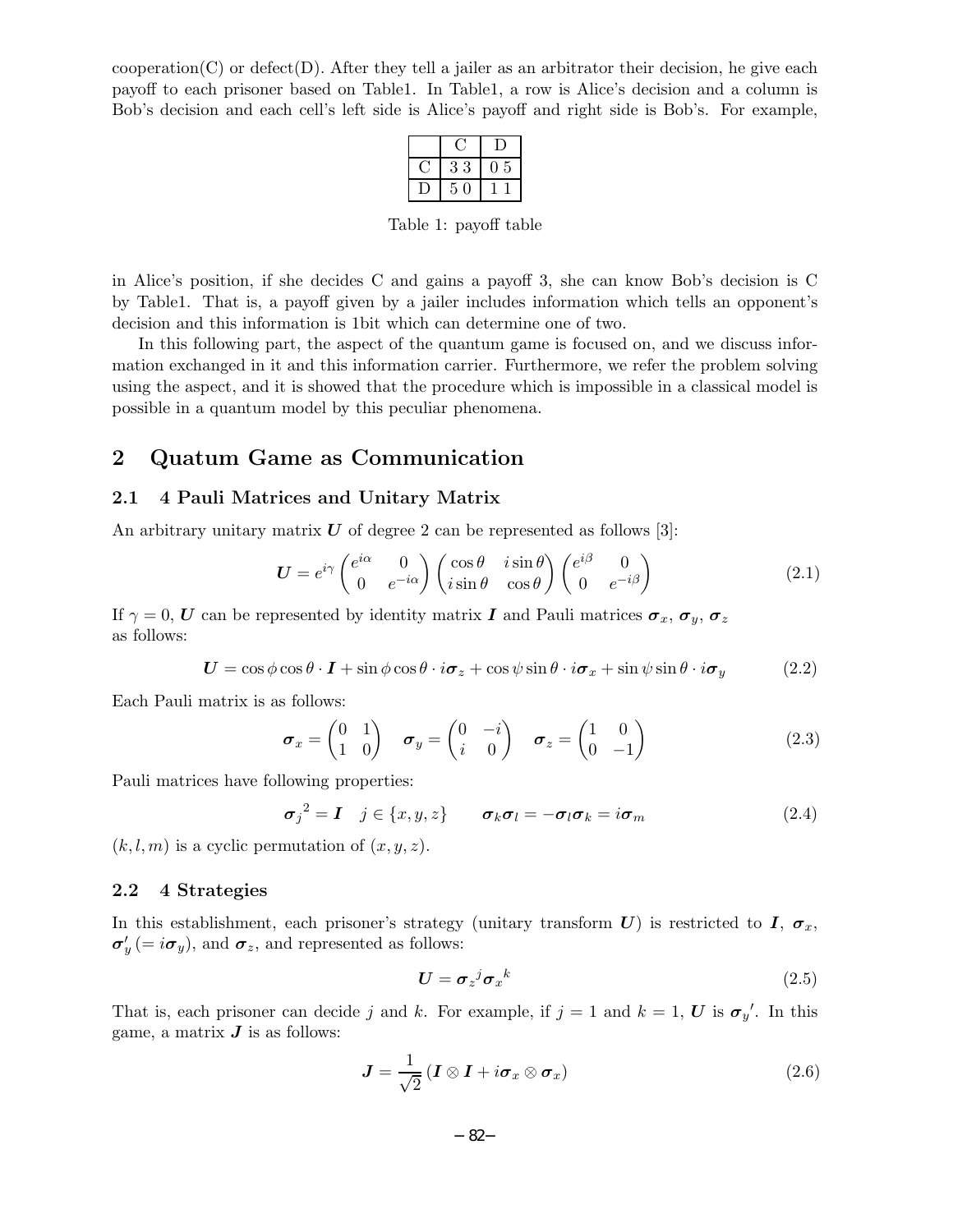cooperation(C) or defect(D). After they tell a jailer as an arbitrator their decision, he give each payoff to each prisoner based on Table1. In Table1, a row is Alice's decision and a column is Bob's decision and each cell's left side is Alice's payoff and right side is Bob's. For example,

| | C | D |
|---|---|---|
| C | 3 3 | 0 5 |
| D | 5 0 | 1 1 |

Table 1: payoff table

in Alice's position, if she decides C and gains a payoff 3, she can know Bob's decision is C by Table1. That is, a payoff given by a jailer includes information which tells an opponent's decision and this information is 1bit which can determine one of two.

In this following part, the aspect of the quantum game is focused on, and we discuss information exchanged in it and this information carrier. Furthermore, we refer the problem solving using the aspect, and it is showed that the procedure which is impossible in a classical model is possible in a quantum model by this peculiar phenomena.

## 2 Quatum Game as Communication

### 2.1 4 Pauli Matrices and Unitary Matrix

An arbitrary unitary matrix $\boldsymbol{U}$ of degree 2 can be represented as follows [3]:

$$\boldsymbol{U} = e^{i\gamma}\begin{pmatrix} e^{i\alpha} & 0 \\ 0 & e^{-i\alpha}\end{pmatrix}\begin{pmatrix} \cos\theta & i\sin\theta \\ i\sin\theta & \cos\theta\end{pmatrix}\begin{pmatrix} e^{i\beta} & 0 \\ 0 & e^{-i\beta}\end{pmatrix} \tag{2.1}$$

If $\gamma = 0$, $\boldsymbol{U}$ can be represented by identity matrix $\boldsymbol{I}$ and Pauli matrices $\boldsymbol{\sigma}_x$, $\boldsymbol{\sigma}_y$, $\boldsymbol{\sigma}_z$ as follows:

$$\boldsymbol{U} = \cos\phi\cos\theta\cdot\boldsymbol{I} + \sin\phi\cos\theta\cdot i\boldsymbol{\sigma}_z + \cos\psi\sin\theta\cdot i\boldsymbol{\sigma}_x + \sin\psi\sin\theta\cdot i\boldsymbol{\sigma}_y \tag{2.2}$$

Each Pauli matrix is as follows:

$$\boldsymbol{\sigma}_x = \begin{pmatrix} 0 & 1 \\ 1 & 0\end{pmatrix} \quad \boldsymbol{\sigma}_y = \begin{pmatrix} 0 & -i \\ i & 0\end{pmatrix} \quad \boldsymbol{\sigma}_z = \begin{pmatrix} 1 & 0 \\ 0 & -1\end{pmatrix} \tag{2.3}$$

Pauli matrices have following properties:

$${\boldsymbol{\sigma}_j}^2 = \boldsymbol{I} \quad j \in \{x, y, z\} \qquad \boldsymbol{\sigma}_k\boldsymbol{\sigma}_l = -\boldsymbol{\sigma}_l\boldsymbol{\sigma}_k = i\boldsymbol{\sigma}_m \tag{2.4}$$

$(k, l, m)$ is a cyclic permutation of $(x, y, z)$.

### 2.2 4 Strategies

In this establishment, each prisoner's strategy (unitary transform $\boldsymbol{U}$) is restricted to $\boldsymbol{I}$, $\boldsymbol{\sigma}_x$, $\boldsymbol{\sigma}'_y\,(= i\boldsymbol{\sigma}_y)$, and $\boldsymbol{\sigma}_z$, and represented as follows:

$$\boldsymbol{U} = {\boldsymbol{\sigma}_z}^j{\boldsymbol{\sigma}_x}^k \tag{2.5}$$

That is, each prisoner can decide $j$ and $k$. For example, if $j = 1$ and $k = 1$, $\boldsymbol{U}$ is ${\boldsymbol{\sigma}_y}'$. In this game, a matrix $\boldsymbol{J}$ is as follows:

$$\boldsymbol{J} = \frac{1}{\sqrt{2}}\left(\boldsymbol{I}\otimes\boldsymbol{I} + i\boldsymbol{\sigma}_x\otimes\boldsymbol{\sigma}_x\right) \tag{2.6}$$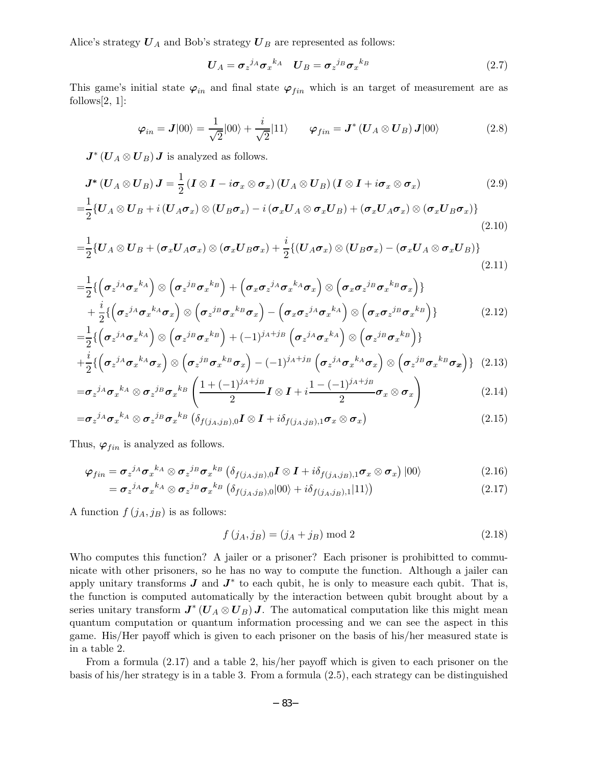Alice's strategy $\boldsymbol{U}_A$ and Bob's strategy $\boldsymbol{U}_B$ are represented as follows:

$$\boldsymbol{U}_A = {\boldsymbol{\sigma}_z}^{j_A}{\boldsymbol{\sigma}_x}^{k_A} \quad \boldsymbol{U}_B = {\boldsymbol{\sigma}_z}^{j_B}{\boldsymbol{\sigma}_x}^{k_B} \tag{2.7}$$

This game's initial state $\boldsymbol{\varphi}_{in}$ and final state $\boldsymbol{\varphi}_{fin}$ which is an target of measurement are as follows[2, 1]:

$$\boldsymbol{\varphi}_{in} = \boldsymbol{J}|00\rangle = \frac{1}{\sqrt{2}}|00\rangle + \frac{i}{\sqrt{2}}|11\rangle \qquad \boldsymbol{\varphi}_{fin} = \boldsymbol{J}^* \left(\boldsymbol{U}_A \otimes \boldsymbol{U}_B\right) \boldsymbol{J}|00\rangle \tag{2.8}$$

$\boldsymbol{J}^* \left(\boldsymbol{U}_A \otimes \boldsymbol{U}_B\right) \boldsymbol{J}$ is analyzed as follows.

$$\boldsymbol{J}^* \left(\boldsymbol{U}_A \otimes \boldsymbol{U}_B\right) \boldsymbol{J} = \frac{1}{2}\left(\boldsymbol{I}\otimes\boldsymbol{I} - i\boldsymbol{\sigma}_x \otimes \boldsymbol{\sigma}_x\right)\left(\boldsymbol{U}_A \otimes \boldsymbol{U}_B\right)\left(\boldsymbol{I}\otimes\boldsymbol{I} + i\boldsymbol{\sigma}_x \otimes \boldsymbol{\sigma}_x\right) \tag{2.9}$$

$$=\frac{1}{2}\{\boldsymbol{U}_A \otimes \boldsymbol{U}_B + i\left(\boldsymbol{U}_A\boldsymbol{\sigma}_x\right)\otimes\left(\boldsymbol{U}_B\boldsymbol{\sigma}_x\right) - i\left(\boldsymbol{\sigma}_x\boldsymbol{U}_A \otimes \boldsymbol{\sigma}_x\boldsymbol{U}_B\right) + \left(\boldsymbol{\sigma}_x\boldsymbol{U}_A\boldsymbol{\sigma}_x\right)\otimes\left(\boldsymbol{\sigma}_x\boldsymbol{U}_B\boldsymbol{\sigma}_x\right)\} \tag{2.10}$$

$$=\frac{1}{2}\{\boldsymbol{U}_A \otimes \boldsymbol{U}_B + \left(\boldsymbol{\sigma}_x\boldsymbol{U}_A\boldsymbol{\sigma}_x\right)\otimes\left(\boldsymbol{\sigma}_x\boldsymbol{U}_B\boldsymbol{\sigma}_x\right) + \frac{i}{2}\{\left(\boldsymbol{U}_A\boldsymbol{\sigma}_x\right)\otimes\left(\boldsymbol{U}_B\boldsymbol{\sigma}_x\right) - \left(\boldsymbol{\sigma}_x\boldsymbol{U}_A \otimes \boldsymbol{\sigma}_x\boldsymbol{U}_B\right)\} \tag{2.11}$$

$$\begin{aligned}
=&\frac{1}{2}\{\left({\boldsymbol{\sigma}_z}^{j_A}{\boldsymbol{\sigma}_x}^{k_A}\right)\otimes\left({\boldsymbol{\sigma}_z}^{j_B}{\boldsymbol{\sigma}_x}^{k_B}\right) + \left(\boldsymbol{\sigma}_x{\boldsymbol{\sigma}_z}^{j_A}{\boldsymbol{\sigma}_x}^{k_A}\boldsymbol{\sigma}_x\right)\otimes\left(\boldsymbol{\sigma}_x{\boldsymbol{\sigma}_z}^{j_B}{\boldsymbol{\sigma}_x}^{k_B}\boldsymbol{\sigma}_x\right)\} \\
&+\frac{i}{2}\{\left({\boldsymbol{\sigma}_z}^{j_A}{\boldsymbol{\sigma}_x}^{k_A}\boldsymbol{\sigma}_x\right)\otimes\left({\boldsymbol{\sigma}_z}^{j_B}{\boldsymbol{\sigma}_x}^{k_B}\boldsymbol{\sigma}_x\right) - \left(\boldsymbol{\sigma}_x{\boldsymbol{\sigma}_z}^{j_A}{\boldsymbol{\sigma}_x}^{k_A}\right)\otimes\left(\boldsymbol{\sigma}_x{\boldsymbol{\sigma}_z}^{j_B}{\boldsymbol{\sigma}_x}^{k_B}\right)\}
\end{aligned} \tag{2.12}$$

$$\begin{aligned}
=&\frac{1}{2}\{\left({\boldsymbol{\sigma}_z}^{j_A}{\boldsymbol{\sigma}_x}^{k_A}\right)\otimes\left({\boldsymbol{\sigma}_z}^{j_B}{\boldsymbol{\sigma}_x}^{k_B}\right) + (-1)^{j_A+j_B}\left({\boldsymbol{\sigma}_z}^{j_A}{\boldsymbol{\sigma}_x}^{k_A}\right)\otimes\left({\boldsymbol{\sigma}_z}^{j_B}{\boldsymbol{\sigma}_x}^{k_B}\right)\} \\
&+\frac{i}{2}\{\left({\boldsymbol{\sigma}_z}^{j_A}{\boldsymbol{\sigma}_x}^{k_A}\boldsymbol{\sigma}_x\right)\otimes\left({\boldsymbol{\sigma}_z}^{j_B}{\boldsymbol{\sigma}_x}^{k_B}\boldsymbol{\sigma}_x\right) - (-1)^{j_A+j_B}\left({\boldsymbol{\sigma}_z}^{j_A}{\boldsymbol{\sigma}_x}^{k_A}\boldsymbol{\sigma}_x\right)\otimes\left({\boldsymbol{\sigma}_z}^{j_B}{\boldsymbol{\sigma}_x}^{k_B}\boldsymbol{\sigma}_x\right)\}
\end{aligned} \tag{2.13}$$

$$={\boldsymbol{\sigma}_z}^{j_A}{\boldsymbol{\sigma}_x}^{k_A}\otimes{\boldsymbol{\sigma}_z}^{j_B}{\boldsymbol{\sigma}_x}^{k_B}\left(\frac{1+(-1)^{j_A+j_B}}{2}\boldsymbol{I}\otimes\boldsymbol{I} + i\frac{1-(-1)^{j_A+j_B}}{2}\boldsymbol{\sigma}_x\otimes\boldsymbol{\sigma}_x\right) \tag{2.14}$$

$$={\boldsymbol{\sigma}_z}^{j_A}{\boldsymbol{\sigma}_x}^{k_A}\otimes{\boldsymbol{\sigma}_z}^{j_B}{\boldsymbol{\sigma}_x}^{k_B}\left(\delta_{f(j_A,j_B),0}\boldsymbol{I}\otimes\boldsymbol{I} + i\delta_{f(j_A,j_B),1}\boldsymbol{\sigma}_x\otimes\boldsymbol{\sigma}_x\right) \tag{2.15}$$

Thus, $\boldsymbol{\varphi}_{fin}$ is analyzed as follows.

$$\boldsymbol{\varphi}_{fin} = {\boldsymbol{\sigma}_z}^{j_A}{\boldsymbol{\sigma}_x}^{k_A}\otimes{\boldsymbol{\sigma}_z}^{j_B}{\boldsymbol{\sigma}_x}^{k_B}\left(\delta_{f(j_A,j_B),0}\boldsymbol{I}\otimes\boldsymbol{I} + i\delta_{f(j_A,j_B),1}\boldsymbol{\sigma}_x\otimes\boldsymbol{\sigma}_x\right)|00\rangle \tag{2.16}$$

$$= {\boldsymbol{\sigma}_z}^{j_A}{\boldsymbol{\sigma}_x}^{k_A}\otimes{\boldsymbol{\sigma}_z}^{j_B}{\boldsymbol{\sigma}_x}^{k_B}\left(\delta_{f(j_A,j_B),0}|00\rangle + i\delta_{f(j_A,j_B),1}|11\rangle\right) \tag{2.17}$$

A function $f\left(j_A, j_B\right)$ is as follows:

$$f\left(j_A, j_B\right) = \left(j_A + j_B\right) \bmod 2 \tag{2.18}$$

Who computes this function? A jailer or a prisoner? Each prisoner is prohibitted to communicate with other prisoners, so he has no way to compute the function. Although a jailer can apply unitary transforms $\boldsymbol{J}$ and $\boldsymbol{J}^*$ to each qubit, he is only to measure each qubit. That is, the function is computed automatically by the interaction between qubit brought about by a series unitary transform $\boldsymbol{J}^*\left(\boldsymbol{U}_A \otimes \boldsymbol{U}_B\right)\boldsymbol{J}$. The automatical computation like this might mean quantum computation or quantum information processing and we can see the aspect in this game. His/Her payoff which is given to each prisoner on the basis of his/her measured state is in a table 2.

From a formula (2.17) and a table 2, his/her payoff which is given to each prisoner on the basis of his/her strategy is in a table 3. From a formula (2.5), each strategy can be distinguished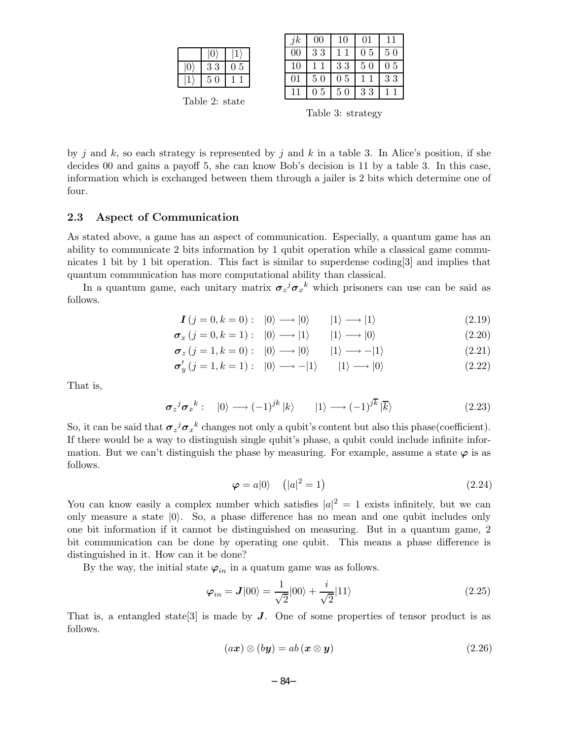|  | $\|0\rangle$ | $\|1\rangle$ |
|---|---|---|
| $\|0\rangle$ | 3 3 | 0 5 |
| $\|1\rangle$ | 5 0 | 1 1 |

Table 2: state

| $jk$ | 00 | 10 | 01 | 11 |
|---|---|---|---|---|
| 00 | 3 3 | 1 1 | 0 5 | 5 0 |
| 10 | 1 1 | 3 3 | 5 0 | 0 5 |
| 01 | 5 0 | 0 5 | 1 1 | 3 3 |
| 11 | 0 5 | 5 0 | 3 3 | 1 1 |

Table 3: strategy

by $j$ and $k$, so each strategy is represented by $j$ and $k$ in a table 3. In Alice's position, if she decides 00 and gains a payoff 5, she can know Bob's decision is 11 by a table 3. In this case, information which is exchanged between them through a jailer is 2 bits which determine one of four.

### 2.3 Aspect of Communication

As stated above, a game has an aspect of communication. Especially, a quantum game has an ability to communicate 2 bits information by 1 qubit operation while a classical game communicates 1 bit by 1 bit operation. This fact is similar to superdense coding[3] and implies that quantum communication has more computational ability than classical.

In a quantum game, each unitary matrix $\boldsymbol{\sigma}_z{}^j\boldsymbol{\sigma}_x{}^k$ which prisoners can use can be said as follows.

$$\boldsymbol{I}\,(j=0,k=0): \quad |0\rangle \longrightarrow |0\rangle \qquad |1\rangle \longrightarrow |1\rangle \tag{2.19}$$

$$\boldsymbol{\sigma}_x\,(j=0,k=1): \quad |0\rangle \longrightarrow |1\rangle \qquad |1\rangle \longrightarrow |0\rangle \tag{2.20}$$

$$\boldsymbol{\sigma}_z\,(j=1,k=0): \quad |0\rangle \longrightarrow |0\rangle \qquad |1\rangle \longrightarrow -|1\rangle \tag{2.21}$$

$$\boldsymbol{\sigma}'_y\,(j=1,k=1): \quad |0\rangle \longrightarrow -|1\rangle \qquad |1\rangle \longrightarrow |0\rangle \tag{2.22}$$

That is,

$$\boldsymbol{\sigma}_z{}^j\boldsymbol{\sigma}_x{}^k: \quad |0\rangle \longrightarrow (-1)^{jk}\,|k\rangle \qquad |1\rangle \longrightarrow (-1)^{j\overline{k}}\,|\overline{k}\rangle \tag{2.23}$$

So, it can be said that $\boldsymbol{\sigma}_z{}^j\boldsymbol{\sigma}_x{}^k$ changes not only a qubit's content but also this phase(coefficient). If there would be a way to distinguish single qubit's phase, a qubit could include infinite information. But we can't distinguish the phase by measuring. For example, assume a state $\boldsymbol{\varphi}$ is as follows.

$$\boldsymbol{\varphi} = a|0\rangle \quad \left(|a|^2 = 1\right) \tag{2.24}$$

You can know easily a complex number which satisfies $|a|^2 = 1$ exists infinitely, but we can only measure a state $|0\rangle$. So, a phase difference has no mean and one qubit includes only one bit information if it cannot be distinguished on measuring. But in a quantum game, 2 bit communication can be done by operating one qubit. This means a phase difference is distinguished in it. How can it be done?

By the way, the initial state $\boldsymbol{\varphi}_{in}$ in a quatum game was as follows.

$$\boldsymbol{\varphi}_{in} = \boldsymbol{J}|00\rangle = \frac{1}{\sqrt{2}}|00\rangle + \frac{i}{\sqrt{2}}|11\rangle \tag{2.25}$$

That is, a entangled state[3] is made by $\boldsymbol{J}$. One of some properties of tensor product is as follows.

$$(a\boldsymbol{x}) \otimes (b\boldsymbol{y}) = ab\,(\boldsymbol{x} \otimes \boldsymbol{y}) \tag{2.26}$$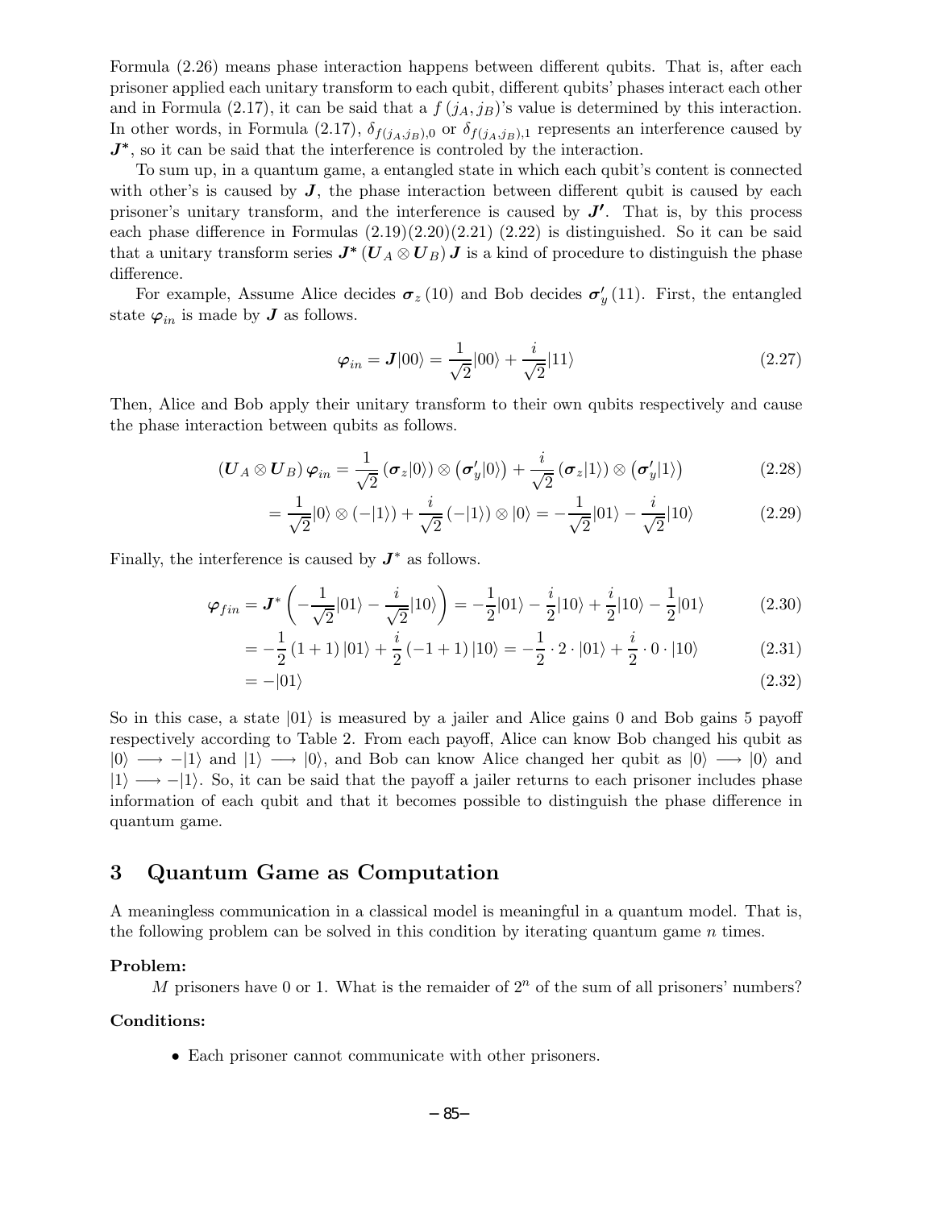Formula (2.26) means phase interaction happens between different qubits. That is, after each prisoner applied each unitary transform to each qubit, different qubits' phases interact each other and in Formula (2.17), it can be said that a $f(j_A, j_B)$'s value is determined by this interaction. In other words, in Formula (2.17), $\delta_{f(j_A,j_B),0}$ or $\delta_{f(j_A,j_B),1}$ represents an interference caused by $\boldsymbol{J^*}$, so it can be said that the interference is controled by the interaction.

To sum up, in a quantum game, a entangled state in which each qubit's content is connected with other's is caused by $\boldsymbol{J}$, the phase interaction between different qubit is caused by each prisoner's unitary transform, and the interference is caused by $\boldsymbol{J'}$. That is, by this process each phase difference in Formulas (2.19)(2.20)(2.21) (2.22) is distinguished. So it can be said that a unitary transform series $\boldsymbol{J^*}(\boldsymbol{U}_A \otimes \boldsymbol{U}_B)\boldsymbol{J}$ is a kind of procedure to distinguish the phase difference.

For example, Assume Alice decides $\boldsymbol{\sigma}_z(10)$ and Bob decides $\boldsymbol{\sigma}'_y(11)$. First, the entangled state $\boldsymbol{\varphi}_{in}$ is made by $\boldsymbol{J}$ as follows.

$$\boldsymbol{\varphi}_{in} = \boldsymbol{J}|00\rangle = \frac{1}{\sqrt{2}}|00\rangle + \frac{i}{\sqrt{2}}|11\rangle \tag{2.27}$$

Then, Alice and Bob apply their unitary transform to their own qubits respectively and cause the phase interaction between qubits as follows.

$$(\boldsymbol{U}_A \otimes \boldsymbol{U}_B)\boldsymbol{\varphi}_{in} = \frac{1}{\sqrt{2}}(\boldsymbol{\sigma}_z|0\rangle) \otimes (\boldsymbol{\sigma}'_y|0\rangle) + \frac{i}{\sqrt{2}}(\boldsymbol{\sigma}_z|1\rangle) \otimes (\boldsymbol{\sigma}'_y|1\rangle) \tag{2.28}$$

$$= \frac{1}{\sqrt{2}}|0\rangle \otimes (-|1\rangle) + \frac{i}{\sqrt{2}}(-|1\rangle) \otimes |0\rangle = -\frac{1}{\sqrt{2}}|01\rangle - \frac{i}{\sqrt{2}}|10\rangle \tag{2.29}$$

Finally, the interference is caused by $\boldsymbol{J}^*$ as follows.

$$\boldsymbol{\varphi}_{fin} = \boldsymbol{J}^*\left(-\frac{1}{\sqrt{2}}|01\rangle - \frac{i}{\sqrt{2}}|10\rangle\right) = -\frac{1}{2}|01\rangle - \frac{i}{2}|10\rangle + \frac{i}{2}|10\rangle - \frac{1}{2}|01\rangle \tag{2.30}$$

$$= -\frac{1}{2}(1+1)|01\rangle + \frac{i}{2}(-1+1)|10\rangle = -\frac{1}{2}\cdot 2\cdot|01\rangle + \frac{i}{2}\cdot 0\cdot|10\rangle \tag{2.31}$$

$$= -|01\rangle \tag{2.32}$$

So in this case, a state $|01\rangle$ is measured by a jailer and Alice gains 0 and Bob gains 5 payoff respectively according to Table 2. From each payoff, Alice can know Bob changed his qubit as $|0\rangle \longrightarrow -|1\rangle$ and $|1\rangle \longrightarrow |0\rangle$, and Bob can know Alice changed her qubit as $|0\rangle \longrightarrow |0\rangle$ and $|1\rangle \longrightarrow -|1\rangle$. So, it can be said that the payoff a jailer returns to each prisoner includes phase information of each qubit and that it becomes possible to distinguish the phase difference in quantum game.

## 3 Quantum Game as Computation

A meaningless communication in a classical model is meaningful in a quantum model. That is, the following problem can be solved in this condition by iterating quantum game $n$ times.

**Problem:**

$M$ prisoners have 0 or 1. What is the remaider of $2^n$ of the sum of all prisoners' numbers?

**Conditions:**

- Each prisoner cannot communicate with other prisoners.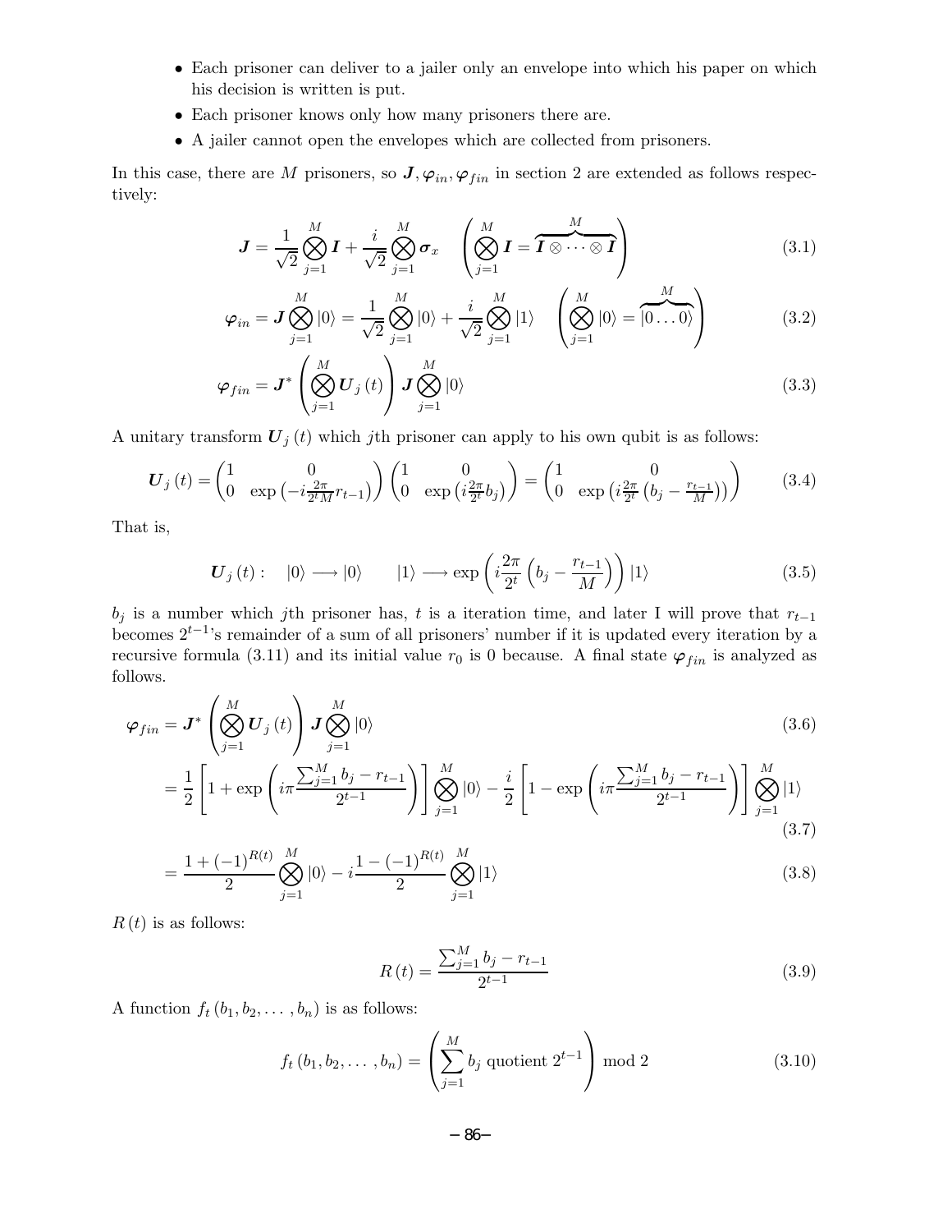- Each prisoner can deliver to a jailer only an envelope into which his paper on which his decision is written is put.
- Each prisoner knows only how many prisoners there are.
- A jailer cannot open the envelopes which are collected from prisoners.

In this case, there are $M$ prisoners, so $\boldsymbol{J}, \boldsymbol{\varphi}_{in}, \boldsymbol{\varphi}_{fin}$ in section 2 are extended as follows respectively:

$$\boldsymbol{J} = \frac{1}{\sqrt{2}} \bigotimes_{j=1}^{M} \boldsymbol{I} + \frac{i}{\sqrt{2}} \bigotimes_{j=1}^{M} \boldsymbol{\sigma}_x \quad \left( \bigotimes_{j=1}^{M} \boldsymbol{I} = \overbrace{\boldsymbol{I} \otimes \cdots \otimes \boldsymbol{I}}^{M} \right) \tag{3.1}$$

$$\boldsymbol{\varphi}_{in} = \boldsymbol{J} \bigotimes_{j=1}^{M} |0\rangle = \frac{1}{\sqrt{2}} \bigotimes_{j=1}^{M} |0\rangle + \frac{i}{\sqrt{2}} \bigotimes_{j=1}^{M} |1\rangle \quad \left( \bigotimes_{j=1}^{M} |0\rangle = \overbrace{|0 \ldots 0\rangle}^{M} \right) \tag{3.2}$$

$$\boldsymbol{\varphi}_{fin} = \boldsymbol{J}^* \left( \bigotimes_{j=1}^{M} \boldsymbol{U}_j(t) \right) \boldsymbol{J} \bigotimes_{j=1}^{M} |0\rangle \tag{3.3}$$

A unitary transform $\boldsymbol{U}_j(t)$ which $j$th prisoner can apply to his own qubit is as follows:

$$\boldsymbol{U}_j(t) = \begin{pmatrix} 1 & 0 \\ 0 & \exp\left(-i\frac{2\pi}{2^t M} r_{t-1}\right) \end{pmatrix} \begin{pmatrix} 1 & 0 \\ 0 & \exp\left(i\frac{2\pi}{2^t} b_j\right) \end{pmatrix} = \begin{pmatrix} 1 & 0 \\ 0 & \exp\left(i\frac{2\pi}{2^t}\left(b_j - \frac{r_{t-1}}{M}\right)\right) \end{pmatrix} \tag{3.4}$$

That is,

$$\boldsymbol{U}_j(t) : \quad |0\rangle \longrightarrow |0\rangle \qquad |1\rangle \longrightarrow \exp\left(i\frac{2\pi}{2^t}\left(b_j - \frac{r_{t-1}}{M}\right)\right)|1\rangle \tag{3.5}$$

$b_j$ is a number which $j$th prisoner has, $t$ is a iteration time, and later I will prove that $r_{t-1}$ becomes $2^{t-1}$'s remainder of a sum of all prisoners' number if it is updated every iteration by a recursive formula (3.11) and its initial value $r_0$ is 0 because. A final state $\boldsymbol{\varphi}_{fin}$ is analyzed as follows.

$$\boldsymbol{\varphi}_{fin} = \boldsymbol{J}^* \left( \bigotimes_{j=1}^{M} \boldsymbol{U}_j(t) \right) \boldsymbol{J} \bigotimes_{j=1}^{M} |0\rangle \tag{3.6}$$

$$= \frac{1}{2}\left[1 + \exp\left(i\pi \frac{\sum_{j=1}^{M} b_j - r_{t-1}}{2^{t-1}}\right)\right] \bigotimes_{j=1}^{M} |0\rangle - \frac{i}{2}\left[1 - \exp\left(i\pi \frac{\sum_{j=1}^{M} b_j - r_{t-1}}{2^{t-1}}\right)\right] \bigotimes_{j=1}^{M} |1\rangle \tag{3.7}$$

$$= \frac{1 + (-1)^{R(t)}}{2} \bigotimes_{j=1}^{M} |0\rangle - i\frac{1 - (-1)^{R(t)}}{2} \bigotimes_{j=1}^{M} |1\rangle \tag{3.8}$$

$R(t)$ is as follows:

$$R(t) = \frac{\sum_{j=1}^{M} b_j - r_{t-1}}{2^{t-1}} \tag{3.9}$$

A function $f_t(b_1, b_2, \ldots, b_n)$ is as follows:

$$f_t(b_1, b_2, \ldots, b_n) = \left( \sum_{j=1}^{M} b_j \text{ quotient } 2^{t-1} \right) \bmod 2 \tag{3.10}$$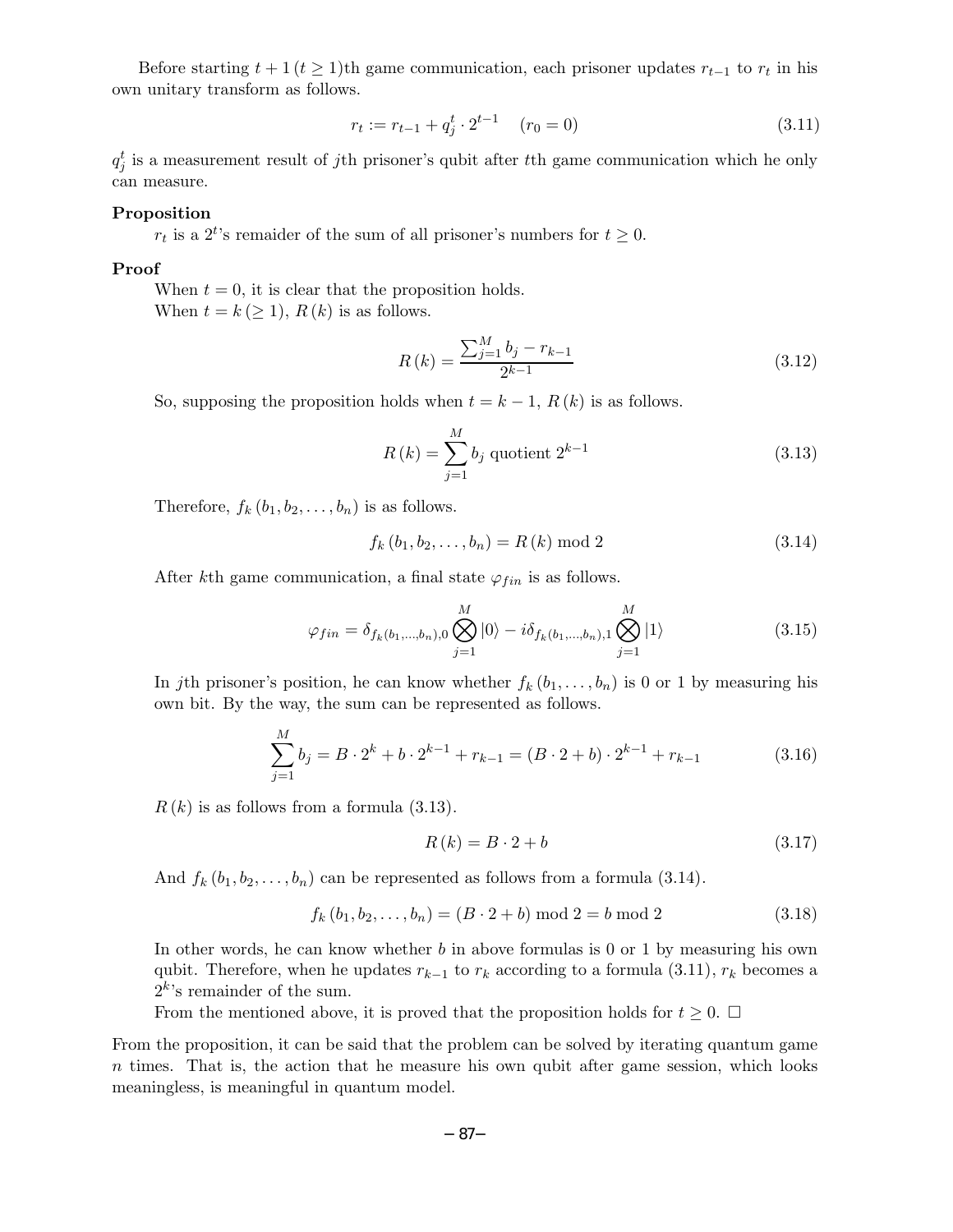Before starting $t+1\,(t \geq 1)$th game communication, each prisoner updates $r_{t-1}$ to $r_t$ in his own unitary transform as follows.

$$r_t := r_{t-1} + q_j^t \cdot 2^{t-1} \quad (r_0 = 0) \tag{3.11}$$

$q_j^t$ is a measurement result of $j$th prisoner's qubit after $t$th game communication which he only can measure.

**Proposition**

$r_t$ is a $2^t$'s remaider of the sum of all prisoner's numbers for $t \geq 0$.

**Proof**

When $t = 0$, it is clear that the proposition holds.

When $t = k\,(\geq 1)$, $R(k)$ is as follows.

$$R(k) = \frac{\sum_{j=1}^{M} b_j - r_{k-1}}{2^{k-1}} \tag{3.12}$$

So, supposing the proposition holds when $t = k-1$, $R(k)$ is as follows.

$$R(k) = \sum_{j=1}^{M} b_j \text{ quotient } 2^{k-1} \tag{3.13}$$

Therefore, $f_k(b_1, b_2, \ldots, b_n)$ is as follows.

$$f_k(b_1, b_2, \ldots, b_n) = R(k) \bmod 2 \tag{3.14}$$

After $k$th game communication, a final state $\varphi_{fin}$ is as follows.

$$\varphi_{fin} = \delta_{f_k(b_1,\ldots,b_n),0} \bigotimes_{j=1}^{M} |0\rangle - i\delta_{f_k(b_1,\ldots,b_n),1} \bigotimes_{j=1}^{M} |1\rangle \tag{3.15}$$

In $j$th prisoner's position, he can know whether $f_k(b_1, \ldots, b_n)$ is 0 or 1 by measuring his own bit. By the way, the sum can be represented as follows.

$$\sum_{j=1}^{M} b_j = B \cdot 2^k + b \cdot 2^{k-1} + r_{k-1} = (B \cdot 2 + b) \cdot 2^{k-1} + r_{k-1} \tag{3.16}$$

$R(k)$ is as follows from a formula (3.13).

$$R(k) = B \cdot 2 + b \tag{3.17}$$

And $f_k(b_1, b_2, \ldots, b_n)$ can be represented as follows from a formula (3.14).

$$f_k(b_1, b_2, \ldots, b_n) = (B \cdot 2 + b) \bmod 2 = b \bmod 2 \tag{3.18}$$

In other words, he can know whether $b$ in above formulas is 0 or 1 by measuring his own qubit. Therefore, when he updates $r_{k-1}$ to $r_k$ according to a formula (3.11), $r_k$ becomes a $2^k$'s remainder of the sum.

From the mentioned above, it is proved that the proposition holds for $t \geq 0$. □

From the proposition, it can be said that the problem can be solved by iterating quantum game $n$ times. That is, the action that he measure his own qubit after game session, which looks meaningless, is meaningful in quantum model.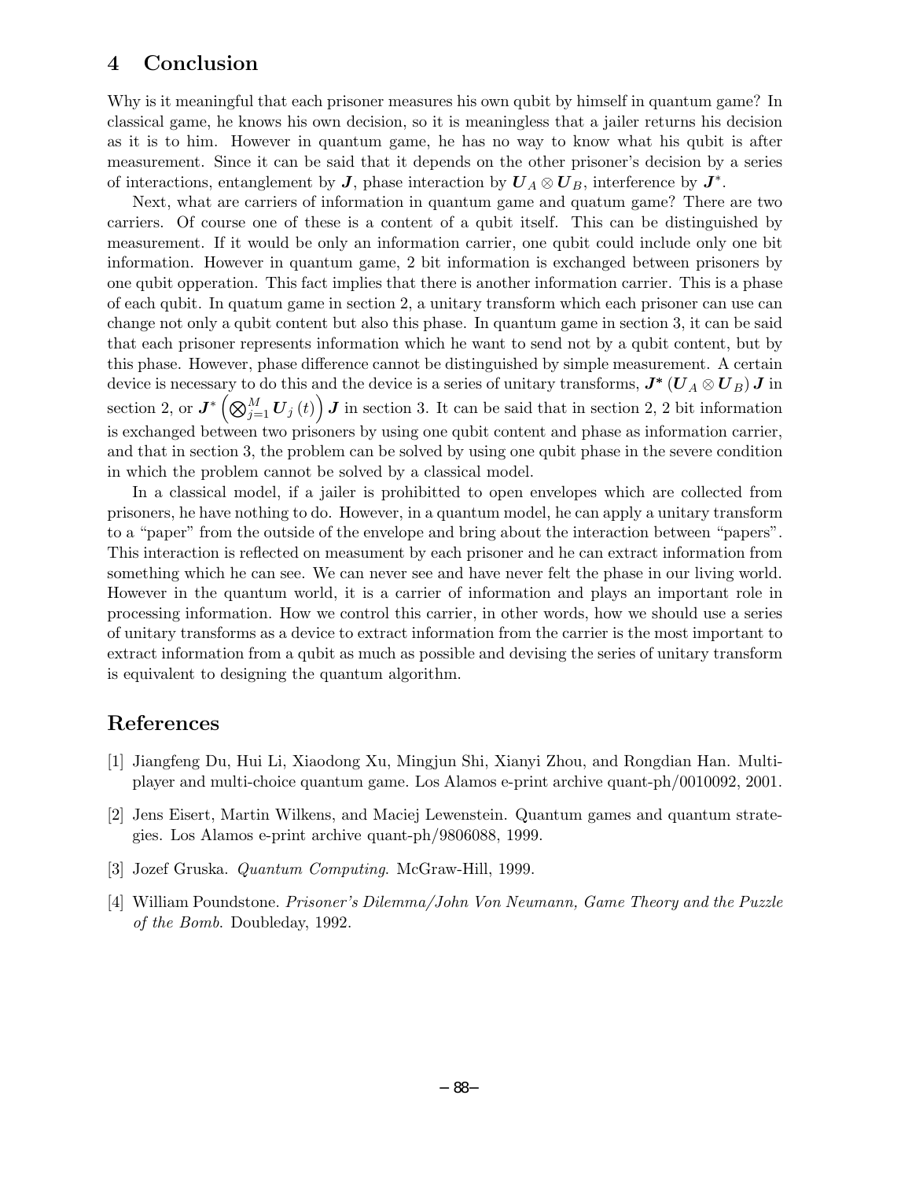## 4 Conclusion

Why is it meaningful that each prisoner measures his own qubit by himself in quantum game? In classical game, he knows his own decision, so it is meaningless that a jailer returns his decision as it is to him. However in quantum game, he has no way to know what his qubit is after measurement. Since it can be said that it depends on the other prisoner's decision by a series of interactions, entanglement by $\boldsymbol{J}$, phase interaction by $\boldsymbol{U}_A \otimes \boldsymbol{U}_B$, interference by $\boldsymbol{J}^*$.

Next, what are carriers of information in quantum game and quatum game? There are two carriers. Of course one of these is a content of a qubit itself. This can be distinguished by measurement. If it would be only an information carrier, one qubit could include only one bit information. However in quantum game, 2 bit information is exchanged between prisoners by one qubit opperation. This fact implies that there is another information carrier. This is a phase of each qubit. In quatum game in section 2, a unitary transform which each prisoner can use can change not only a qubit content but also this phase. In quantum game in section 3, it can be said that each prisoner represents information which he want to send not by a qubit content, but by this phase. However, phase difference cannot be distinguished by simple measurement. A certain device is necessary to do this and the device is a series of unitary transforms, $\boldsymbol{J^*}\left(\boldsymbol{U}_A \otimes \boldsymbol{U}_B\right)\boldsymbol{J}$ in section 2, or $\boldsymbol{J}^*\left(\bigotimes_{j=1}^{M} \boldsymbol{U}_j\left(t\right)\right)\boldsymbol{J}$ in section 3. It can be said that in section 2, 2 bit information is exchanged between two prisoners by using one qubit content and phase as information carrier, and that in section 3, the problem can be solved by using one qubit phase in the severe condition in which the problem cannot be solved by a classical model.

In a classical model, if a jailer is prohibitted to open envelopes which are collected from prisoners, he have nothing to do. However, in a quantum model, he can apply a unitary transform to a "paper" from the outside of the envelope and bring about the interaction between "papers". This interaction is reflected on measument by each prisoner and he can extract information from something which he can see. We can never see and have never felt the phase in our living world. However in the quantum world, it is a carrier of information and plays an important role in processing information. How we control this carrier, in other words, how we should use a series of unitary transforms as a device to extract information from the carrier is the most important to extract information from a qubit as much as possible and devising the series of unitary transform is equivalent to designing the quantum algorithm.

## References

[1] Jiangfeng Du, Hui Li, Xiaodong Xu, Mingjun Shi, Xianyi Zhou, and Rongdian Han. Multi-player and multi-choice quantum game. Los Alamos e-print archive quant-ph/0010092, 2001.

[2] Jens Eisert, Martin Wilkens, and Maciej Lewenstein. Quantum games and quantum strategies. Los Alamos e-print archive quant-ph/9806088, 1999.

[3] Jozef Gruska. *Quantum Computing*. McGraw-Hill, 1999.

[4] William Poundstone. *Prisoner's Dilemma/John Von Neumann, Game Theory and the Puzzle of the Bomb*. Doubleday, 1992.